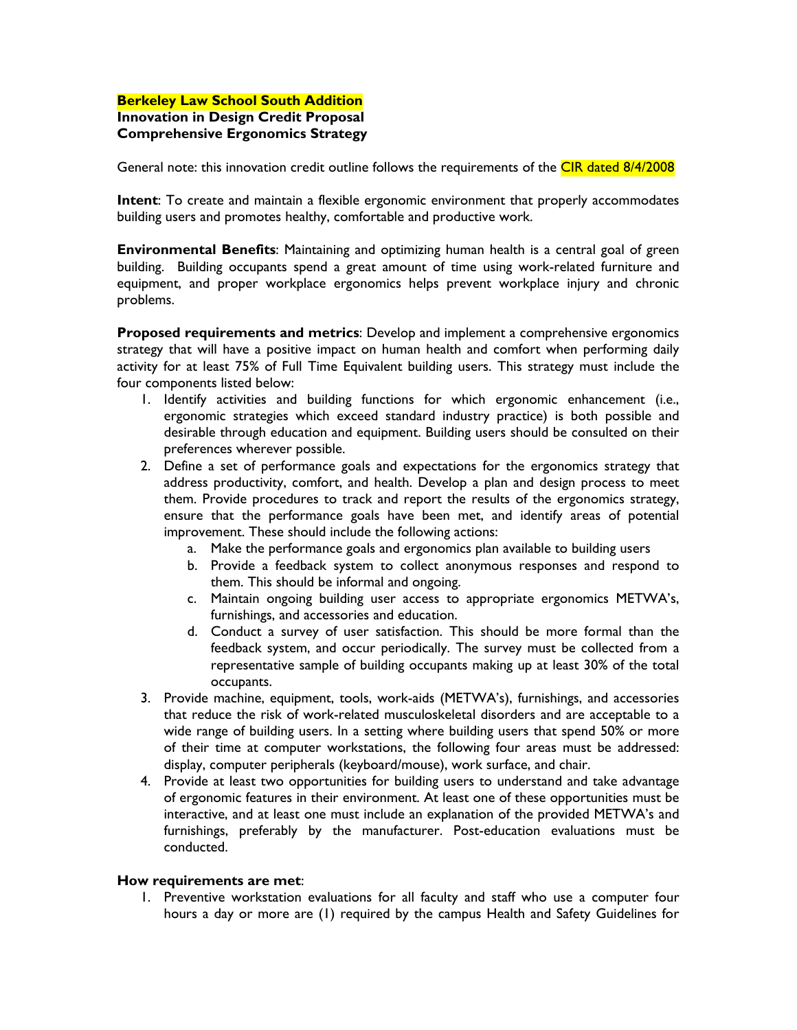**Berkeley Law School South Addition**
**Innovation in Design Credit Proposal**
**Comprehensive Ergonomics Strategy**

General note: this innovation credit outline follows the requirements of the CIR dated 8/4/2008

**Intent**: To create and maintain a flexible ergonomic environment that properly accommodates building users and promotes healthy, comfortable and productive work.

**Environmental Benefits**: Maintaining and optimizing human health is a central goal of green building. Building occupants spend a great amount of time using work-related furniture and equipment, and proper workplace ergonomics helps prevent workplace injury and chronic problems.

**Proposed requirements and metrics**: Develop and implement a comprehensive ergonomics strategy that will have a positive impact on human health and comfort when performing daily activity for at least 75% of Full Time Equivalent building users. This strategy must include the four components listed below:

1. Identify activities and building functions for which ergonomic enhancement (i.e., ergonomic strategies which exceed standard industry practice) is both possible and desirable through education and equipment. Building users should be consulted on their preferences wherever possible.
2. Define a set of performance goals and expectations for the ergonomics strategy that address productivity, comfort, and health. Develop a plan and design process to meet them. Provide procedures to track and report the results of the ergonomics strategy, ensure that the performance goals have been met, and identify areas of potential improvement. These should include the following actions:
   a. Make the performance goals and ergonomics plan available to building users
   b. Provide a feedback system to collect anonymous responses and respond to them. This should be informal and ongoing.
   c. Maintain ongoing building user access to appropriate ergonomics METWA's, furnishings, and accessories and education.
   d. Conduct a survey of user satisfaction. This should be more formal than the feedback system, and occur periodically. The survey must be collected from a representative sample of building occupants making up at least 30% of the total occupants.
3. Provide machine, equipment, tools, work-aids (METWA's), furnishings, and accessories that reduce the risk of work-related musculoskeletal disorders and are acceptable to a wide range of building users. In a setting where building users that spend 50% or more of their time at computer workstations, the following four areas must be addressed: display, computer peripherals (keyboard/mouse), work surface, and chair.
4. Provide at least two opportunities for building users to understand and take advantage of ergonomic features in their environment. At least one of these opportunities must be interactive, and at least one must include an explanation of the provided METWA's and furnishings, preferably by the manufacturer. Post-education evaluations must be conducted.

**How requirements are met**:

1. Preventive workstation evaluations for all faculty and staff who use a computer four hours a day or more are (1) required by the campus Health and Safety Guidelines for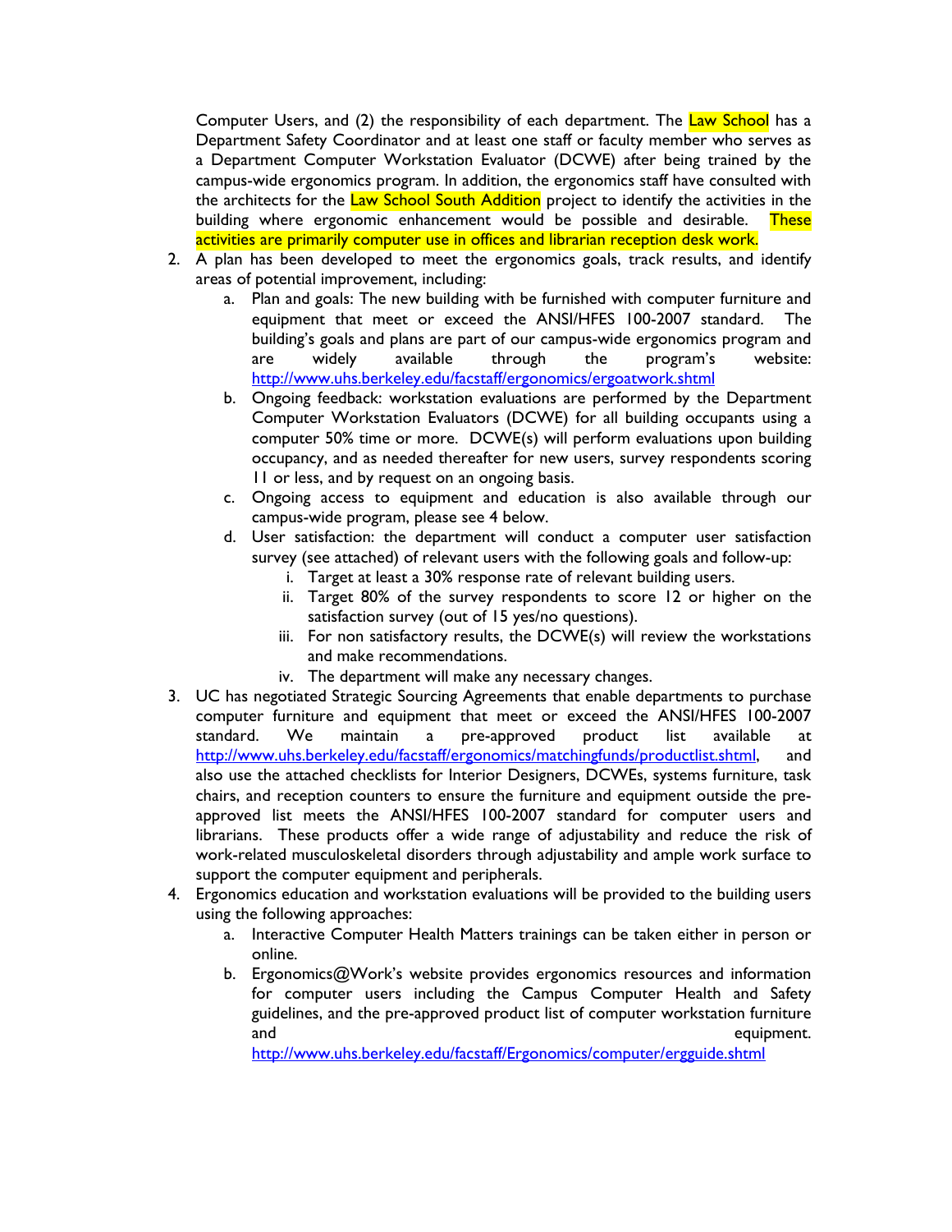Computer Users, and (2) the responsibility of each department. The Law School has a Department Safety Coordinator and at least one staff or faculty member who serves as a Department Computer Workstation Evaluator (DCWE) after being trained by the campus-wide ergonomics program. In addition, the ergonomics staff have consulted with the architects for the Law School South Addition project to identify the activities in the building where ergonomic enhancement would be possible and desirable. These activities are primarily computer use in offices and librarian reception desk work.

2. A plan has been developed to meet the ergonomics goals, track results, and identify areas of potential improvement, including:
   a. Plan and goals: The new building with be furnished with computer furniture and equipment that meet or exceed the ANSI/HFES 100-2007 standard. The building's goals and plans are part of our campus-wide ergonomics program and are widely available through the program's website: http://www.uhs.berkeley.edu/facstaff/ergonomics/ergoatwork.shtml
   b. Ongoing feedback: workstation evaluations are performed by the Department Computer Workstation Evaluators (DCWE) for all building occupants using a computer 50% time or more. DCWE(s) will perform evaluations upon building occupancy, and as needed thereafter for new users, survey respondents scoring 11 or less, and by request on an ongoing basis.
   c. Ongoing access to equipment and education is also available through our campus-wide program, please see 4 below.
   d. User satisfaction: the department will conduct a computer user satisfaction survey (see attached) of relevant users with the following goals and follow-up:
      i. Target at least a 30% response rate of relevant building users.
      ii. Target 80% of the survey respondents to score 12 or higher on the satisfaction survey (out of 15 yes/no questions).
      iii. For non satisfactory results, the DCWE(s) will review the workstations and make recommendations.
      iv. The department will make any necessary changes.
3. UC has negotiated Strategic Sourcing Agreements that enable departments to purchase computer furniture and equipment that meet or exceed the ANSI/HFES 100-2007 standard. We maintain a pre-approved product list available at http://www.uhs.berkeley.edu/facstaff/ergonomics/matchingfunds/productlist.shtml, and also use the attached checklists for Interior Designers, DCWEs, systems furniture, task chairs, and reception counters to ensure the furniture and equipment outside the pre-approved list meets the ANSI/HFES 100-2007 standard for computer users and librarians. These products offer a wide range of adjustability and reduce the risk of work-related musculoskeletal disorders through adjustability and ample work surface to support the computer equipment and peripherals.
4. Ergonomics education and workstation evaluations will be provided to the building users using the following approaches:
   a. Interactive Computer Health Matters trainings can be taken either in person or online.
   b. Ergonomics@Work's website provides ergonomics resources and information for computer users including the Campus Computer Health and Safety guidelines, and the pre-approved product list of computer workstation furniture and equipment. http://www.uhs.berkeley.edu/facstaff/Ergonomics/computer/ergguide.shtml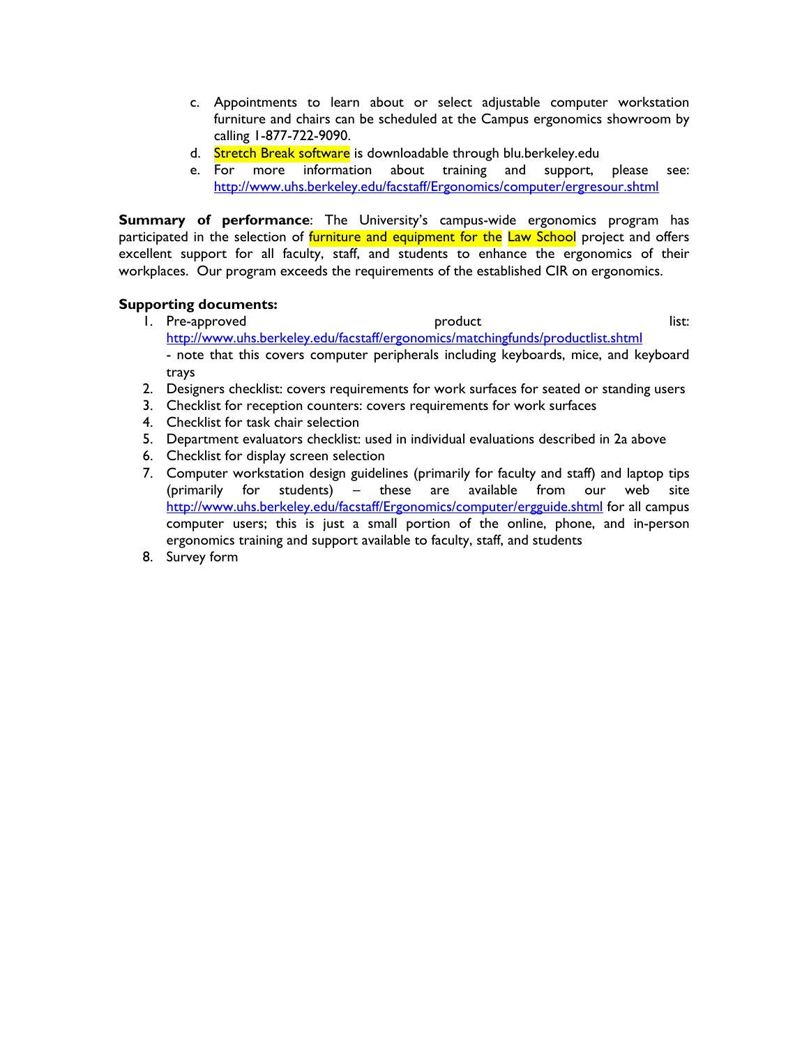c. Appointments to learn about or select adjustable computer workstation furniture and chairs can be scheduled at the Campus ergonomics showroom by calling 1-877-722-9090.
d. Stretch Break software is downloadable through blu.berkeley.edu
e. For more information about training and support, please see: http://www.uhs.berkeley.edu/facstaff/Ergonomics/computer/ergresour.shtml

**Summary of performance**: The University's campus-wide ergonomics program has participated in the selection of furniture and equipment for the Law School project and offers excellent support for all faculty, staff, and students to enhance the ergonomics of their workplaces. Our program exceeds the requirements of the established CIR on ergonomics.

**Supporting documents:**

1. Pre-approved product list: http://www.uhs.berkeley.edu/facstaff/ergonomics/matchingfunds/productlist.shtml
   - note that this covers computer peripherals including keyboards, mice, and keyboard trays
2. Designers checklist: covers requirements for work surfaces for seated or standing users
3. Checklist for reception counters: covers requirements for work surfaces
4. Checklist for task chair selection
5. Department evaluators checklist: used in individual evaluations described in 2a above
6. Checklist for display screen selection
7. Computer workstation design guidelines (primarily for faculty and staff) and laptop tips (primarily for students) – these are available from our web site http://www.uhs.berkeley.edu/facstaff/Ergonomics/computer/ergguide.shtml for all campus computer users; this is just a small portion of the online, phone, and in-person ergonomics training and support available to faculty, staff, and students
8. Survey form